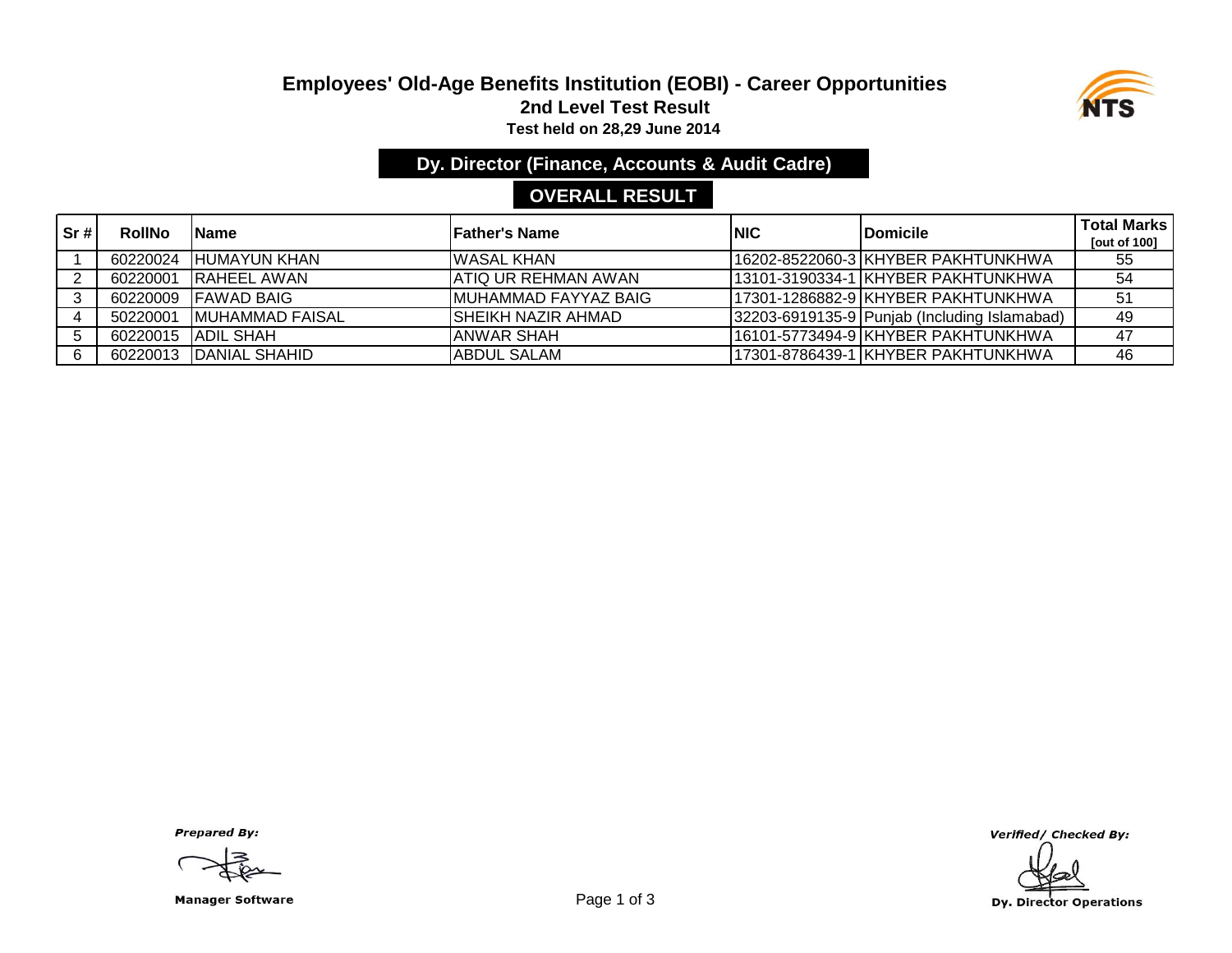# Employees' Old-Age Benefits Institution (EOBI) - Career Opportunities

## 2nd Level Test Result

**Test held on 28,29 June 2014**

## Dy. Director (Finance, Accounts & Audit Cadre)

## OVERALL RESULT

| Sr # | RollNo | Name | Father's Name | NIC | Domicile | Total Marks [out of 100] |
|---|---|---|---|---|---|---|
| 1 | 60220024 | HUMAYUN KHAN | WASAL KHAN | 16202-8522060-3 | KHYBER PAKHTUNKHWA | 55 |
| 2 | 60220001 | RAHEEL AWAN | ATIQ UR REHMAN AWAN | 13101-3190334-1 | KHYBER PAKHTUNKHWA | 54 |
| 3 | 60220009 | FAWAD BAIG | MUHAMMAD FAYYAZ BAIG | 17301-1286882-9 | KHYBER PAKHTUNKHWA | 51 |
| 4 | 50220001 | MUHAMMAD FAISAL | SHEIKH NAZIR AHMAD | 32203-6919135-9 | Punjab (Including Islamabad) | 49 |
| 5 | 60220015 | ADIL SHAH | ANWAR SHAH | 16101-5773494-9 | KHYBER PAKHTUNKHWA | 47 |
| 6 | 60220013 | DANIAL SHAHID | ABDUL SALAM | 17301-8786439-1 | KHYBER PAKHTUNKHWA | 46 |

*Prepared By:*

**Manager Software**

*Verified/ Checked By:*

**Dy. Director Operations**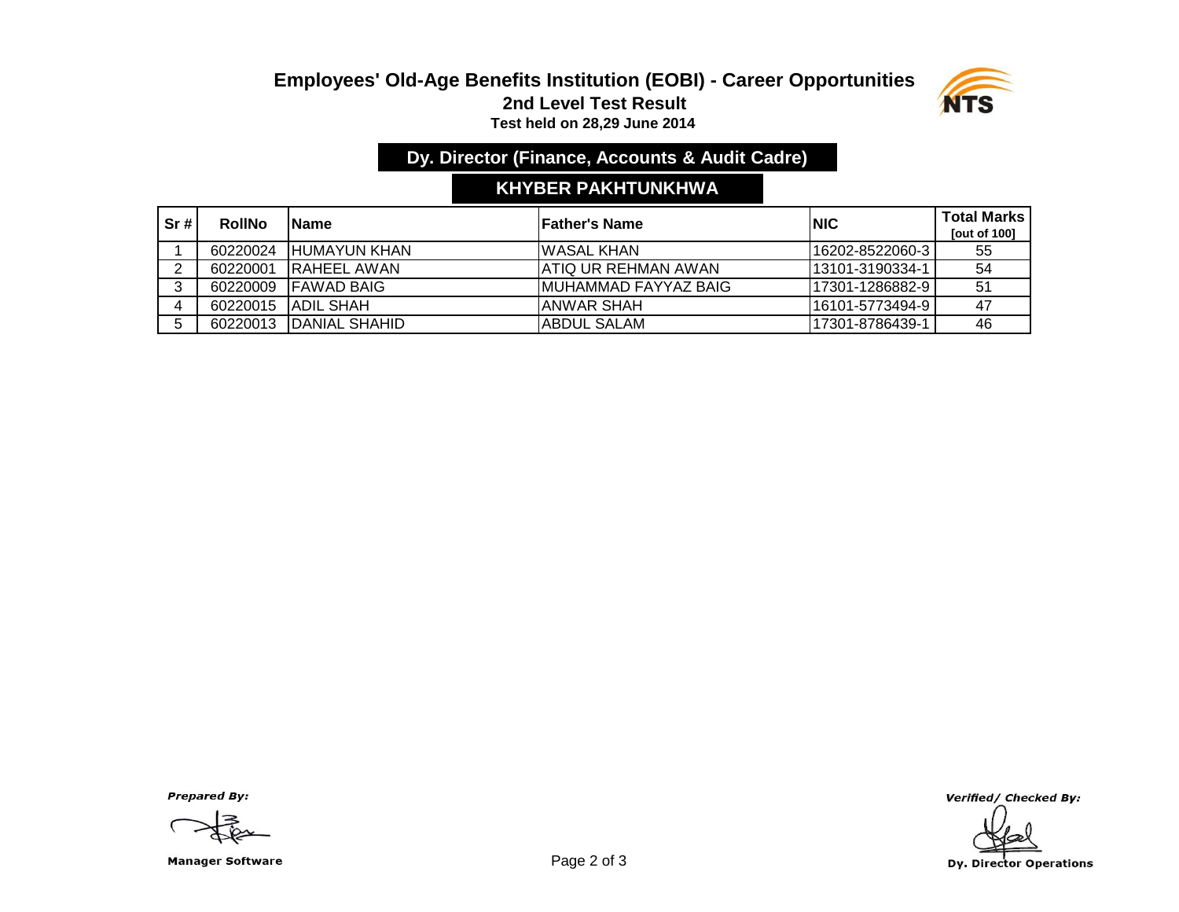# Employees' Old-Age Benefits Institution (EOBI) - Career Opportunities

## 2nd Level Test Result

**Test held on 28,29 June 2014**

### Dy. Director (Finance, Accounts & Audit Cadre)

### KHYBER PAKHTUNKHWA

| Sr # | RollNo | Name | Father's Name | NIC | Total Marks [out of 100] |
|---|---|---|---|---|---|
| 1 | 60220024 | HUMAYUN KHAN | WASAL KHAN | 16202-8522060-3 | 55 |
| 2 | 60220001 | RAHEEL AWAN | ATIQ UR REHMAN AWAN | 13101-3190334-1 | 54 |
| 3 | 60220009 | FAWAD BAIG | MUHAMMAD FAYYAZ BAIG | 17301-1286882-9 | 51 |
| 4 | 60220015 | ADIL SHAH | ANWAR SHAH | 16101-5773494-9 | 47 |
| 5 | 60220013 | DANIAL SHAHID | ABDUL SALAM | 17301-8786439-1 | 46 |

*Prepared By:*

**Manager Software**

*Verified/ Checked By:*

**Dy. Director Operations**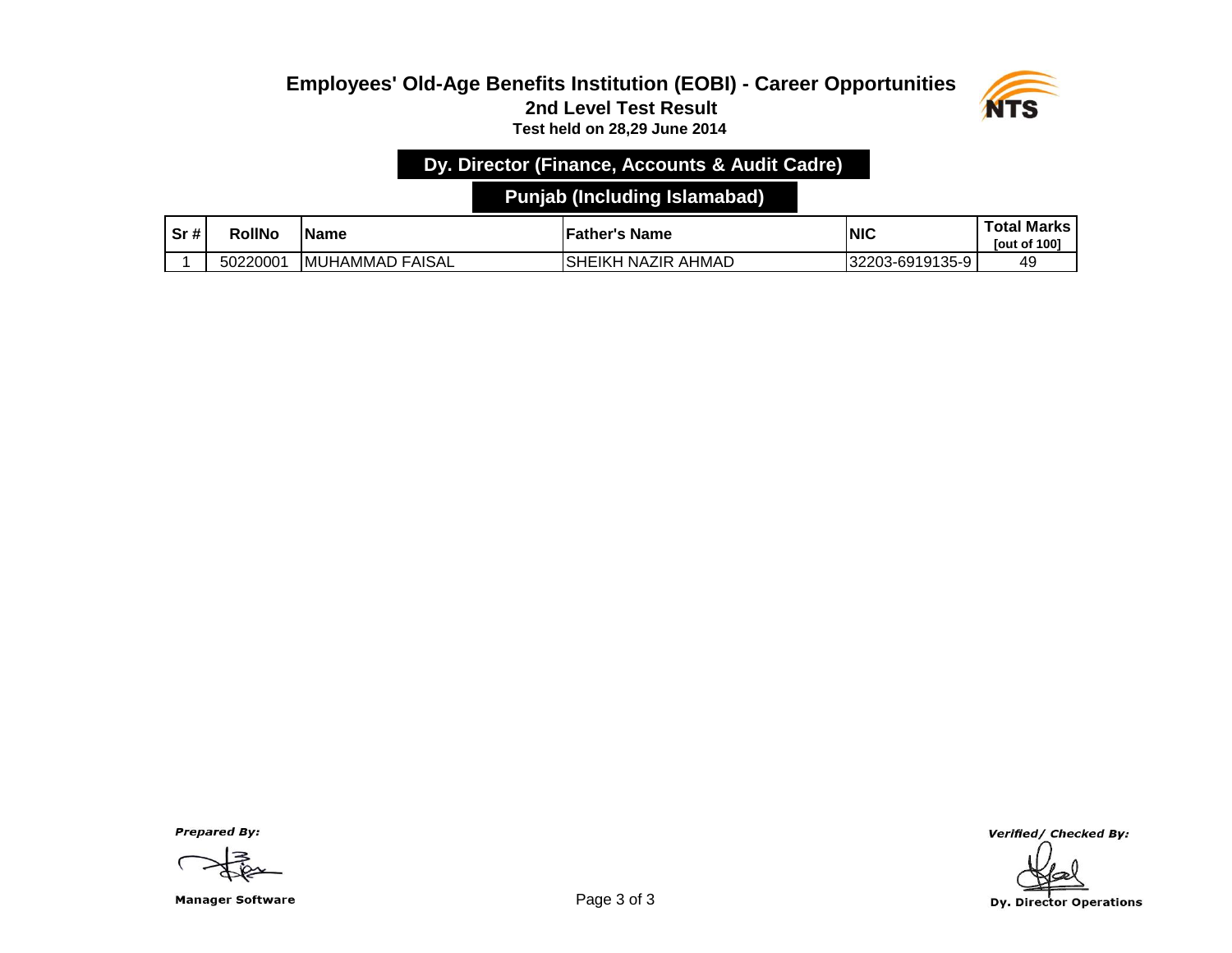# Employees' Old-Age Benefits Institution (EOBI) - Career Opportunities

## 2nd Level Test Result

**Test held on 28,29 June 2014**

## Dy. Director (Finance, Accounts & Audit Cadre)

## Punjab (Including Islamabad)

| Sr # | RollNo | Name | Father's Name | NIC | Total Marks [out of 100] |
|---|---|---|---|---|---|
| 1 | 50220001 | MUHAMMAD FAISAL | SHEIKH NAZIR AHMAD | 32203-6919135-9 | 49 |

*Prepared By:*

**Manager Software**

*Verified/ Checked By:*

**Dy. Director Operations**